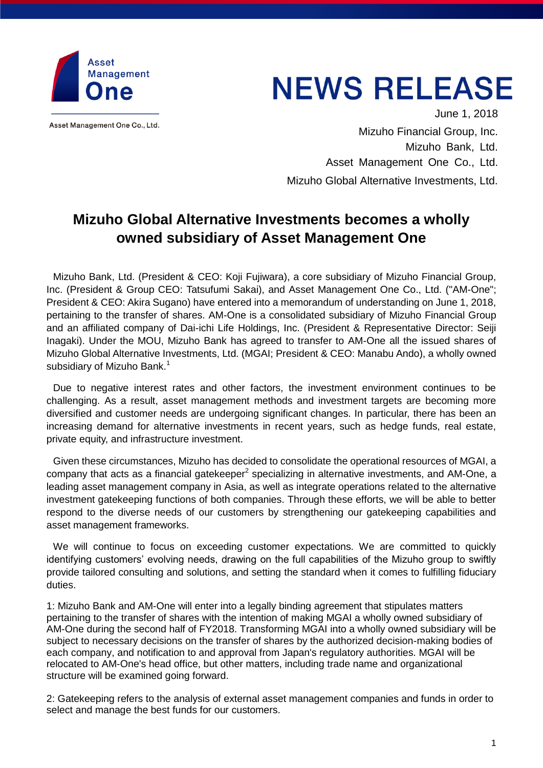Asset Management One

Asset Management One Co., Ltd.

# NEWS RELEASE

June 1, 2018

Mizuho Financial Group, Inc.
Mizuho Bank, Ltd.
Asset Management One Co., Ltd.
Mizuho Global Alternative Investments, Ltd.

## Mizuho Global Alternative Investments becomes a wholly owned subsidiary of Asset Management One

Mizuho Bank, Ltd. (President & CEO: Koji Fujiwara), a core subsidiary of Mizuho Financial Group, Inc. (President & Group CEO: Tatsufumi Sakai), and Asset Management One Co., Ltd. ("AM-One"; President & CEO: Akira Sugano) have entered into a memorandum of understanding on June 1, 2018, pertaining to the transfer of shares. AM-One is a consolidated subsidiary of Mizuho Financial Group and an affiliated company of Dai-ichi Life Holdings, Inc. (President & Representative Director: Seiji Inagaki). Under the MOU, Mizuho Bank has agreed to transfer to AM-One all the issued shares of Mizuho Global Alternative Investments, Ltd. (MGAI; President & CEO: Manabu Ando), a wholly owned subsidiary of Mizuho Bank.[1]

Due to negative interest rates and other factors, the investment environment continues to be challenging. As a result, asset management methods and investment targets are becoming more diversified and customer needs are undergoing significant changes. In particular, there has been an increasing demand for alternative investments in recent years, such as hedge funds, real estate, private equity, and infrastructure investment.

Given these circumstances, Mizuho has decided to consolidate the operational resources of MGAI, a company that acts as a financial gatekeeper[2] specializing in alternative investments, and AM-One, a leading asset management company in Asia, as well as integrate operations related to the alternative investment gatekeeping functions of both companies. Through these efforts, we will be able to better respond to the diverse needs of our customers by strengthening our gatekeeping capabilities and asset management frameworks.

We will continue to focus on exceeding customer expectations. We are committed to quickly identifying customers' evolving needs, drawing on the full capabilities of the Mizuho group to swiftly provide tailored consulting and solutions, and setting the standard when it comes to fulfilling fiduciary duties.

1: Mizuho Bank and AM-One will enter into a legally binding agreement that stipulates matters pertaining to the transfer of shares with the intention of making MGAI a wholly owned subsidiary of AM-One during the second half of FY2018. Transforming MGAI into a wholly owned subsidiary will be subject to necessary decisions on the transfer of shares by the authorized decision-making bodies of each company, and notification to and approval from Japan's regulatory authorities. MGAI will be relocated to AM-One's head office, but other matters, including trade name and organizational structure will be examined going forward.

2: Gatekeeping refers to the analysis of external asset management companies and funds in order to select and manage the best funds for our customers.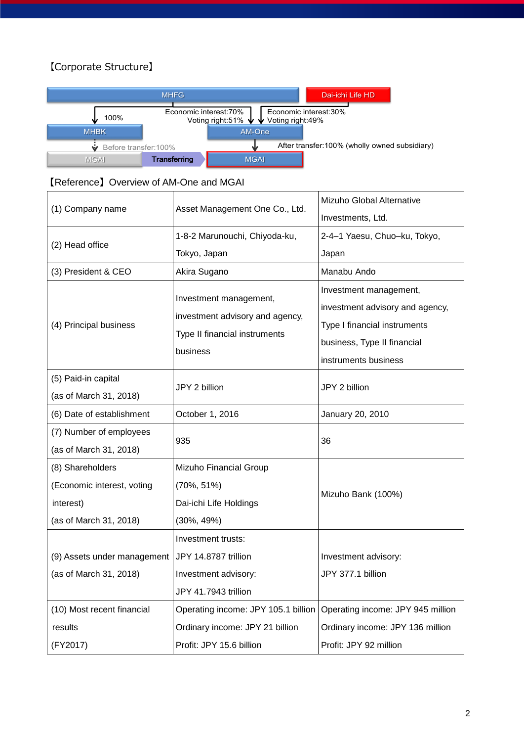【Corporate Structure】

MHFG — Dai-ichi Life HD

- MHFG → MHBK: 100%
- MHFG → AM-One: Economic interest:70%, Voting right:51%
- Dai-ichi Life HD → AM-One: Economic interest:30%, Voting right:49%
- MHBK → MGAI: Before transfer:100%
- MGAI — Transferring → MGAI
- AM-One → MGAI: After transfer:100% (wholly owned subsidiary)

【Reference】Overview of AM-One and MGAI

| | | |
|---|---|---|
| (1) Company name | Asset Management One Co., Ltd. | Mizuho Global Alternative Investments, Ltd. |
| (2) Head office | 1-8-2 Marunouchi, Chiyoda-ku, Tokyo, Japan | 2-4–1 Yaesu, Chuo–ku, Tokyo, Japan |
| (3) President & CEO | Akira Sugano | Manabu Ando |
| (4) Principal business | Investment management, investment advisory and agency, Type II financial instruments business | Investment management, investment advisory and agency, Type I financial instruments business, Type II financial instruments business |
| (5) Paid-in capital (as of March 31, 2018) | JPY 2 billion | JPY 2 billion |
| (6) Date of establishment | October 1, 2016 | January 20, 2010 |
| (7) Number of employees (as of March 31, 2018) | 935 | 36 |
| (8) Shareholders (Economic interest, voting interest) (as of March 31, 2018) | Mizuho Financial Group (70%, 51%) Dai-ichi Life Holdings (30%, 49%) | Mizuho Bank (100%) |
| (9) Assets under management (as of March 31, 2018) | Investment trusts: JPY 14.8787 trillion Investment advisory: JPY 41.7943 trillion | Investment advisory: JPY 377.1 billion |
| (10) Most recent financial results (FY2017) | Operating income: JPY 105.1 billion Ordinary income: JPY 21 billion Profit: JPY 15.6 billion | Operating income: JPY 945 million Ordinary income: JPY 136 million Profit: JPY 92 million |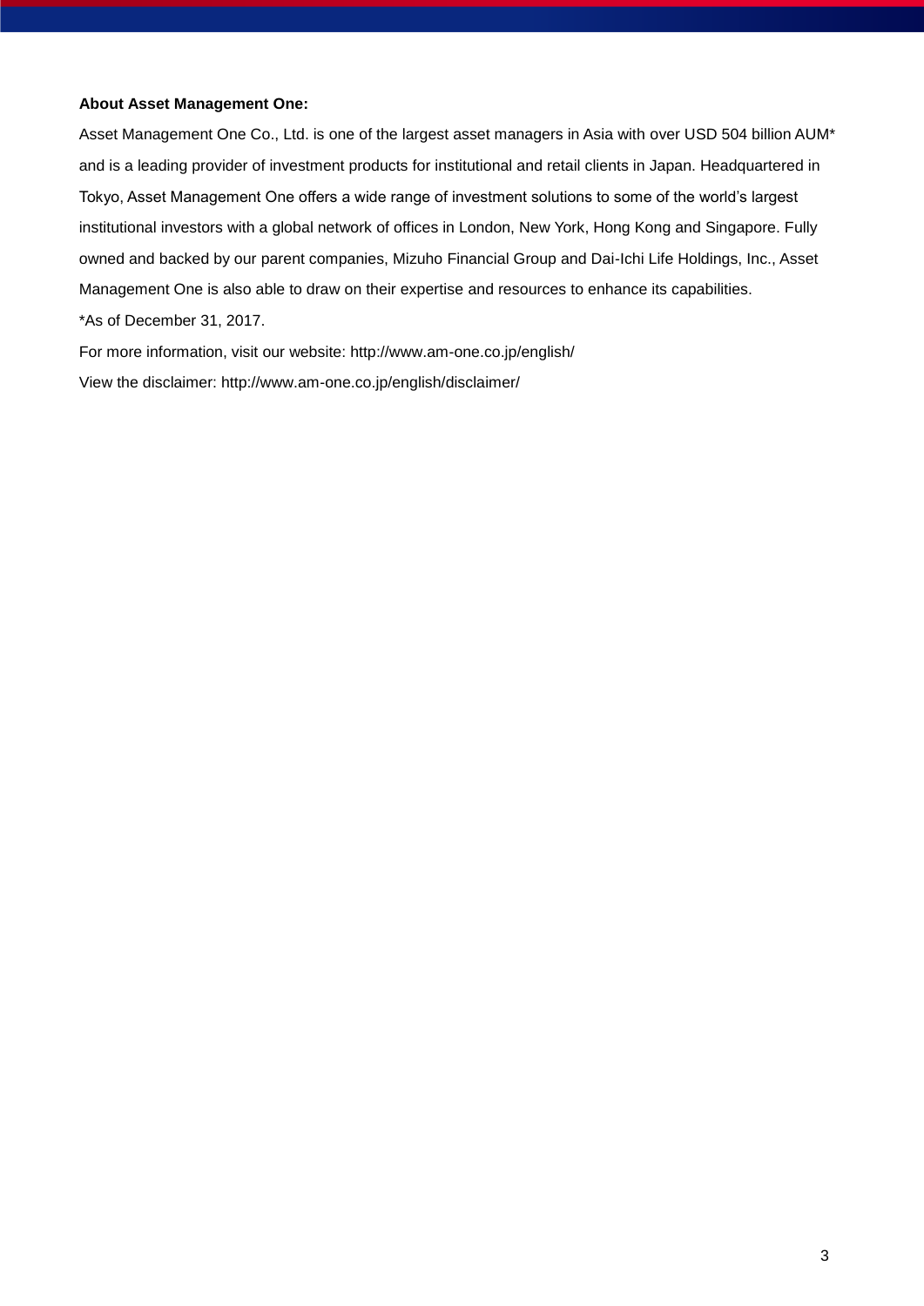**About Asset Management One:**

Asset Management One Co., Ltd. is one of the largest asset managers in Asia with over USD 504 billion AUM* and is a leading provider of investment products for institutional and retail clients in Japan. Headquartered in Tokyo, Asset Management One offers a wide range of investment solutions to some of the world's largest institutional investors with a global network of offices in London, New York, Hong Kong and Singapore. Fully owned and backed by our parent companies, Mizuho Financial Group and Dai-Ichi Life Holdings, Inc., Asset Management One is also able to draw on their expertise and resources to enhance its capabilities.

*As of December 31, 2017.

For more information, visit our website: http://www.am-one.co.jp/english/

View the disclaimer: http://www.am-one.co.jp/english/disclaimer/